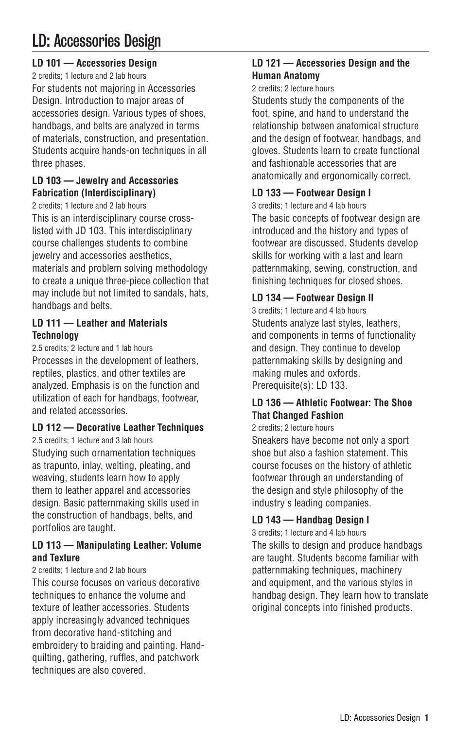# LD: Accessories Design

### LD 101 — Accessories Design

2 credits; 1 lecture and 2 lab hours

For students not majoring in Accessories Design. Introduction to major areas of accessories design. Various types of shoes, handbags, and belts are analyzed in terms of materials, construction, and presentation. Students acquire hands-on techniques in all three phases.

### LD 103 — Jewelry and Accessories Fabrication (Interdisciplinary)

2 credits; 1 lecture and 2 lab hours

This is an interdisciplinary course cross-listed with JD 103. This interdisciplinary course challenges students to combine jewelry and accessories aesthetics, materials and problem solving methodology to create a unique three-piece collection that may include but not limited to sandals, hats, handbags and belts.

### LD 111 — Leather and Materials Technology

2.5 credits; 2 lecture and 1 lab hours

Processes in the development of leathers, reptiles, plastics, and other textiles are analyzed. Emphasis is on the function and utilization of each for handbags, footwear, and related accessories.

### LD 112 — Decorative Leather Techniques

2.5 credits; 1 lecture and 3 lab hours

Studying such ornamentation techniques as trapunto, inlay, welting, pleating, and weaving, students learn how to apply them to leather apparel and accessories design. Basic patternmaking skills used in the construction of handbags, belts, and portfolios are taught.

### LD 113 — Manipulating Leather: Volume and Texture

2 credits; 1 lecture and 2 lab hours

This course focuses on various decorative techniques to enhance the volume and texture of leather accessories. Students apply increasingly advanced techniques from decorative hand-stitching and embroidery to braiding and painting. Hand-quilting, gathering, ruffles, and patchwork techniques are also covered.

### LD 121 — Accessories Design and the Human Anatomy

2 credits; 2 lecture hours

Students study the components of the foot, spine, and hand to understand the relationship between anatomical structure and the design of footwear, handbags, and gloves. Students learn to create functional and fashionable accessories that are anatomically and ergonomically correct.

### LD 133 — Footwear Design I

3 credits; 1 lecture and 4 lab hours

The basic concepts of footwear design are introduced and the history and types of footwear are discussed. Students develop skills for working with a last and learn patternmaking, sewing, construction, and finishing techniques for closed shoes.

### LD 134 — Footwear Design II

3 credits; 1 lecture and 4 lab hours

Students analyze last styles, leathers, and components in terms of functionality and design. They continue to develop patternmaking skills by designing and making mules and oxfords.
Prerequisite(s): LD 133.

### LD 136 — Athletic Footwear: The Shoe That Changed Fashion

2 credits; 2 lecture hours

Sneakers have become not only a sport shoe but also a fashion statement. This course focuses on the history of athletic footwear through an understanding of the design and style philosophy of the industry's leading companies.

### LD 143 — Handbag Design I

3 credits; 1 lecture and 4 lab hours

The skills to design and produce handbags are taught. Students become familiar with patternmaking techniques, machinery and equipment, and the various styles in handbag design. They learn how to translate original concepts into finished products.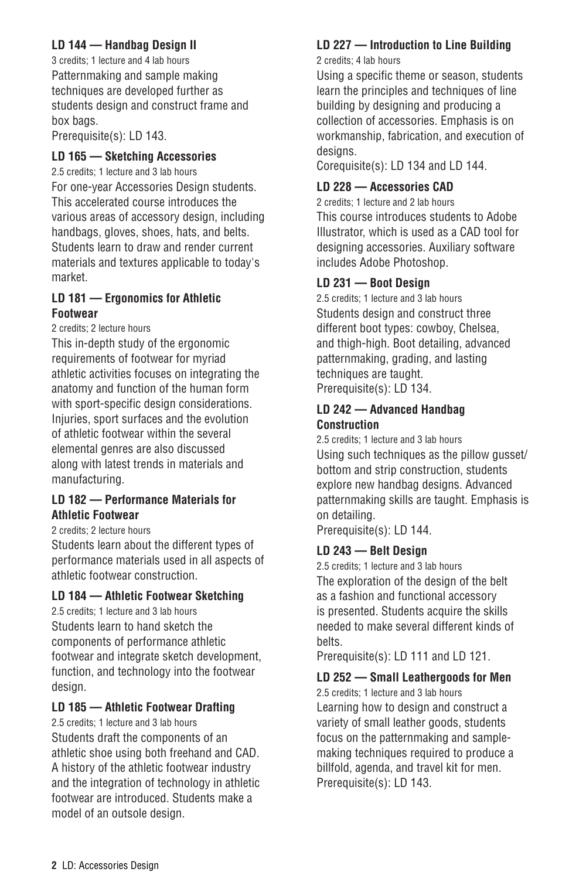### LD 144 — Handbag Design II

3 credits; 1 lecture and 4 lab hours

Patternmaking and sample making techniques are developed further as students design and construct frame and box bags.

Prerequisite(s): LD 143.

### LD 165 — Sketching Accessories

2.5 credits; 1 lecture and 3 lab hours

For one-year Accessories Design students. This accelerated course introduces the various areas of accessory design, including handbags, gloves, shoes, hats, and belts. Students learn to draw and render current materials and textures applicable to today's market.

### LD 181 — Ergonomics for Athletic Footwear

2 credits; 2 lecture hours

This in-depth study of the ergonomic requirements of footwear for myriad athletic activities focuses on integrating the anatomy and function of the human form with sport-specific design considerations. Injuries, sport surfaces and the evolution of athletic footwear within the several elemental genres are also discussed along with latest trends in materials and manufacturing.

### LD 182 — Performance Materials for Athletic Footwear

2 credits; 2 lecture hours

Students learn about the different types of performance materials used in all aspects of athletic footwear construction.

### LD 184 — Athletic Footwear Sketching

2.5 credits; 1 lecture and 3 lab hours

Students learn to hand sketch the components of performance athletic footwear and integrate sketch development, function, and technology into the footwear design.

### LD 185 — Athletic Footwear Drafting

2.5 credits; 1 lecture and 3 lab hours

Students draft the components of an athletic shoe using both freehand and CAD. A history of the athletic footwear industry and the integration of technology in athletic footwear are introduced. Students make a model of an outsole design.

### LD 227 — Introduction to Line Building

2 credits; 4 lab hours

Using a specific theme or season, students learn the principles and techniques of line building by designing and producing a collection of accessories. Emphasis is on workmanship, fabrication, and execution of designs.

Corequisite(s): LD 134 and LD 144.

### LD 228 — Accessories CAD

2 credits; 1 lecture and 2 lab hours

This course introduces students to Adobe Illustrator, which is used as a CAD tool for designing accessories. Auxiliary software includes Adobe Photoshop.

### LD 231 — Boot Design

2.5 credits; 1 lecture and 3 lab hours

Students design and construct three different boot types: cowboy, Chelsea, and thigh-high. Boot detailing, advanced patternmaking, grading, and lasting techniques are taught.

Prerequisite(s): LD 134.

### LD 242 — Advanced Handbag Construction

2.5 credits; 1 lecture and 3 lab hours

Using such techniques as the pillow gusset/bottom and strip construction, students explore new handbag designs. Advanced patternmaking skills are taught. Emphasis is on detailing.

Prerequisite(s): LD 144.

### LD 243 — Belt Design

2.5 credits; 1 lecture and 3 lab hours

The exploration of the design of the belt as a fashion and functional accessory is presented. Students acquire the skills needed to make several different kinds of belts.

Prerequisite(s): LD 111 and LD 121.

### LD 252 — Small Leathergoods for Men

2.5 credits; 1 lecture and 3 lab hours

Learning how to design and construct a variety of small leather goods, students focus on the patternmaking and sample-making techniques required to produce a billfold, agenda, and travel kit for men.

Prerequisite(s): LD 143.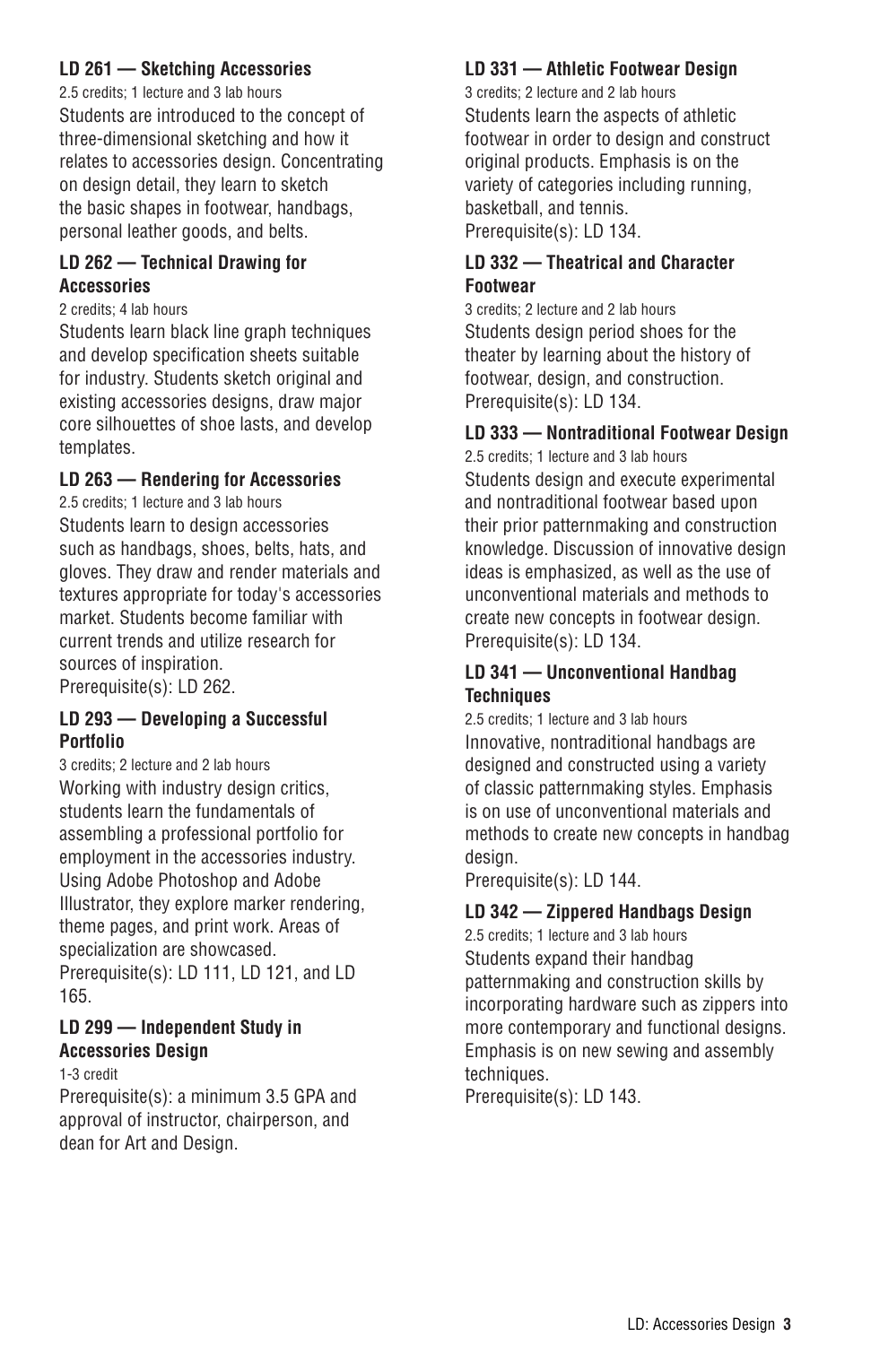**LD 261 — Sketching Accessories**

2.5 credits; 1 lecture and 3 lab hours

Students are introduced to the concept of three-dimensional sketching and how it relates to accessories design. Concentrating on design detail, they learn to sketch the basic shapes in footwear, handbags, personal leather goods, and belts.

**LD 262 — Technical Drawing for Accessories**

2 credits; 4 lab hours

Students learn black line graph techniques and develop specification sheets suitable for industry. Students sketch original and existing accessories designs, draw major core silhouettes of shoe lasts, and develop templates.

**LD 263 — Rendering for Accessories**

2.5 credits; 1 lecture and 3 lab hours

Students learn to design accessories such as handbags, shoes, belts, hats, and gloves. They draw and render materials and textures appropriate for today's accessories market. Students become familiar with current trends and utilize research for sources of inspiration.

Prerequisite(s): LD 262.

**LD 293 — Developing a Successful Portfolio**

3 credits; 2 lecture and 2 lab hours

Working with industry design critics, students learn the fundamentals of assembling a professional portfolio for employment in the accessories industry. Using Adobe Photoshop and Adobe Illustrator, they explore marker rendering, theme pages, and print work. Areas of specialization are showcased.

Prerequisite(s): LD 111, LD 121, and LD 165.

**LD 299 — Independent Study in Accessories Design**

1-3 credit

Prerequisite(s): a minimum 3.5 GPA and approval of instructor, chairperson, and dean for Art and Design.

**LD 331 — Athletic Footwear Design**

3 credits; 2 lecture and 2 lab hours

Students learn the aspects of athletic footwear in order to design and construct original products. Emphasis is on the variety of categories including running, basketball, and tennis.

Prerequisite(s): LD 134.

**LD 332 — Theatrical and Character Footwear**

3 credits; 2 lecture and 2 lab hours

Students design period shoes for the theater by learning about the history of footwear, design, and construction.

Prerequisite(s): LD 134.

**LD 333 — Nontraditional Footwear Design**

2.5 credits; 1 lecture and 3 lab hours

Students design and execute experimental and nontraditional footwear based upon their prior patternmaking and construction knowledge. Discussion of innovative design ideas is emphasized, as well as the use of unconventional materials and methods to create new concepts in footwear design.

Prerequisite(s): LD 134.

**LD 341 — Unconventional Handbag Techniques**

2.5 credits; 1 lecture and 3 lab hours

Innovative, nontraditional handbags are designed and constructed using a variety of classic patternmaking styles. Emphasis is on use of unconventional materials and methods to create new concepts in handbag design.

Prerequisite(s): LD 144.

**LD 342 — Zippered Handbags Design**

2.5 credits; 1 lecture and 3 lab hours

Students expand their handbag patternmaking and construction skills by incorporating hardware such as zippers into more contemporary and functional designs. Emphasis is on new sewing and assembly techniques.

Prerequisite(s): LD 143.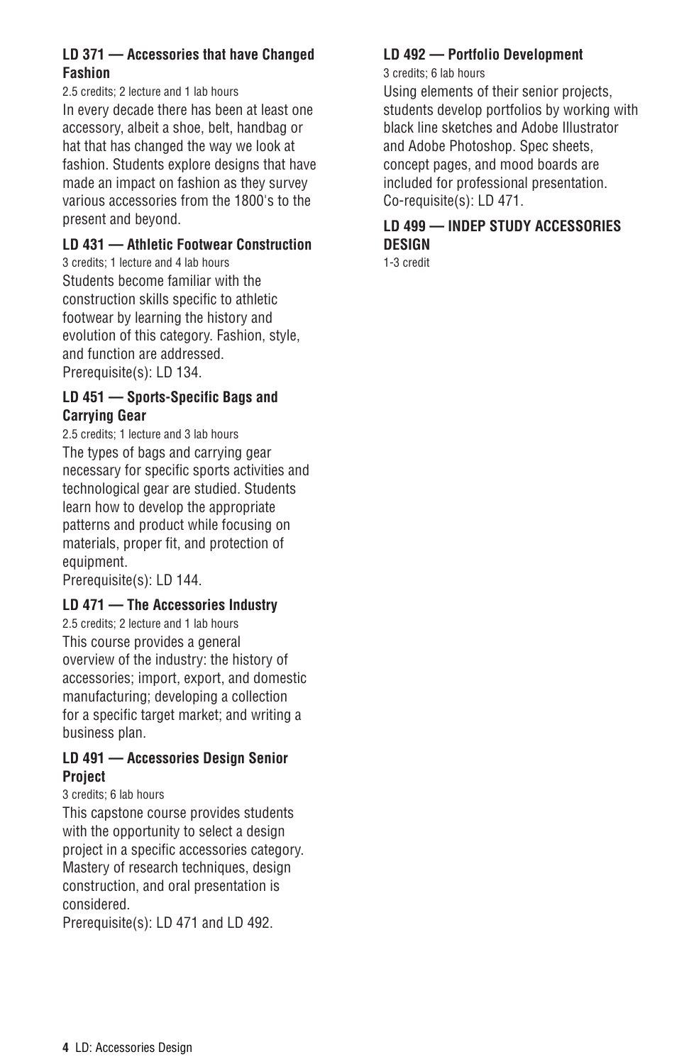### LD 371 — Accessories that have Changed Fashion

2.5 credits; 2 lecture and 1 lab hours

In every decade there has been at least one accessory, albeit a shoe, belt, handbag or hat that has changed the way we look at fashion. Students explore designs that have made an impact on fashion as they survey various accessories from the 1800's to the present and beyond.

### LD 431 — Athletic Footwear Construction

3 credits; 1 lecture and 4 lab hours

Students become familiar with the construction skills specific to athletic footwear by learning the history and evolution of this category. Fashion, style, and function are addressed.
Prerequisite(s): LD 134.

### LD 451 — Sports-Specific Bags and Carrying Gear

2.5 credits; 1 lecture and 3 lab hours

The types of bags and carrying gear necessary for specific sports activities and technological gear are studied. Students learn how to develop the appropriate patterns and product while focusing on materials, proper fit, and protection of equipment.
Prerequisite(s): LD 144.

### LD 471 — The Accessories Industry

2.5 credits; 2 lecture and 1 lab hours

This course provides a general overview of the industry: the history of accessories; import, export, and domestic manufacturing; developing a collection for a specific target market; and writing a business plan.

### LD 491 — Accessories Design Senior Project

3 credits; 6 lab hours

This capstone course provides students with the opportunity to select a design project in a specific accessories category. Mastery of research techniques, design construction, and oral presentation is considered.
Prerequisite(s): LD 471 and LD 492.

### LD 492 — Portfolio Development

3 credits; 6 lab hours

Using elements of their senior projects, students develop portfolios by working with black line sketches and Adobe Illustrator and Adobe Photoshop. Spec sheets, concept pages, and mood boards are included for professional presentation.
Co-requisite(s): LD 471.

### LD 499 — INDEP STUDY ACCESSORIES DESIGN

1-3 credit